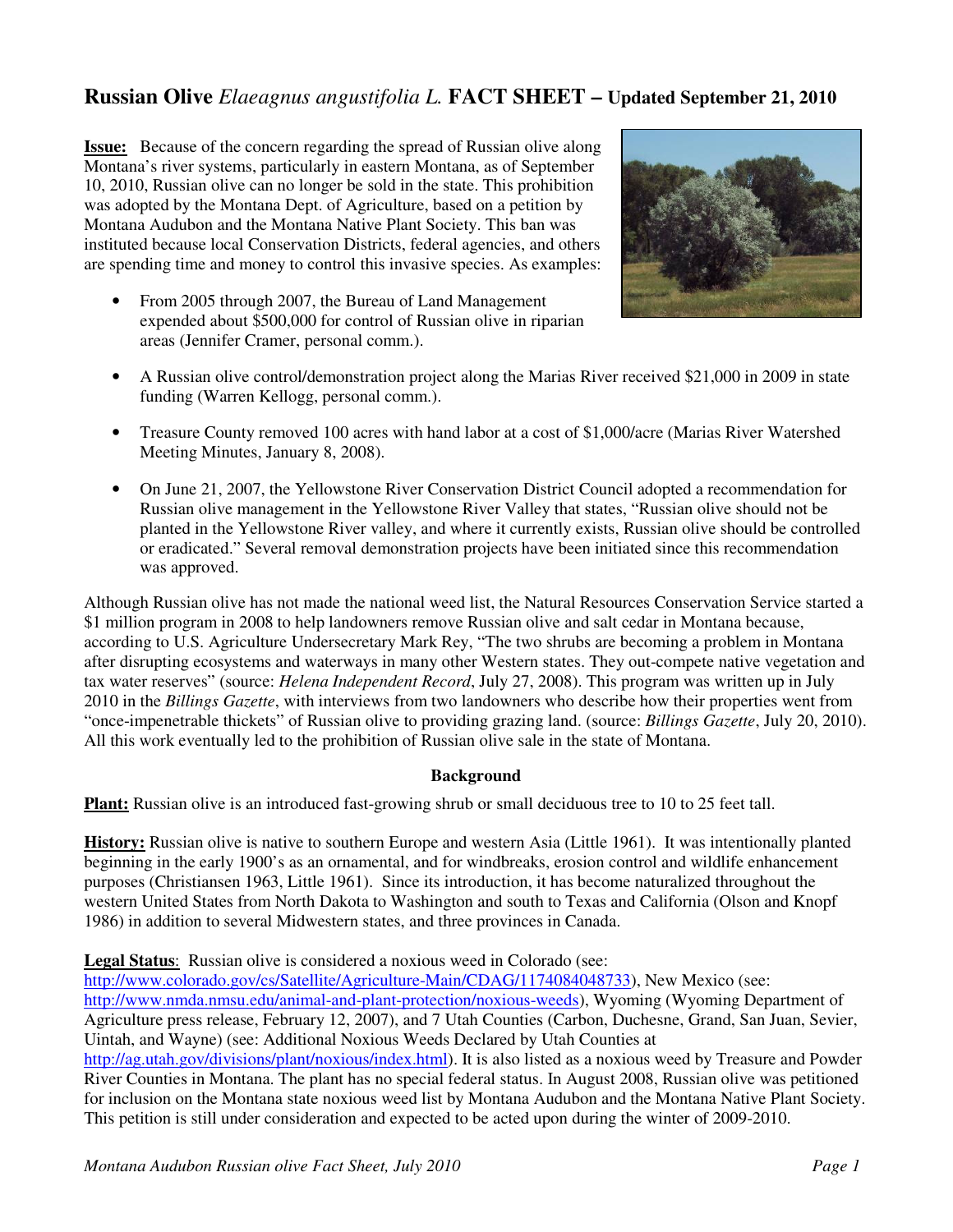# Russian Olive *Elaeagnus angustifolia L.* FACT SHEET – Updated September 21, 2010

**Issue:** Because of the concern regarding the spread of Russian olive along Montana's river systems, particularly in eastern Montana, as of September 10, 2010, Russian olive can no longer be sold in the state. This prohibition was adopted by the Montana Dept. of Agriculture, based on a petition by Montana Audubon and the Montana Native Plant Society. This ban was instituted because local Conservation Districts, federal agencies, and others are spending time and money to control this invasive species. As examples:

- From 2005 through 2007, the Bureau of Land Management expended about $500,000 for control of Russian olive in riparian areas (Jennifer Cramer, personal comm.).
- A Russian olive control/demonstration project along the Marias River received $21,000 in 2009 in state funding (Warren Kellogg, personal comm.).
- Treasure County removed 100 acres with hand labor at a cost of $1,000/acre (Marias River Watershed Meeting Minutes, January 8, 2008).
- On June 21, 2007, the Yellowstone River Conservation District Council adopted a recommendation for Russian olive management in the Yellowstone River Valley that states, "Russian olive should not be planted in the Yellowstone River valley, and where it currently exists, Russian olive should be controlled or eradicated." Several removal demonstration projects have been initiated since this recommendation was approved.

Although Russian olive has not made the national weed list, the Natural Resources Conservation Service started a $1 million program in 2008 to help landowners remove Russian olive and salt cedar in Montana because, according to U.S. Agriculture Undersecretary Mark Rey, "The two shrubs are becoming a problem in Montana after disrupting ecosystems and waterways in many other Western states. They out-compete native vegetation and tax water reserves" (source: *Helena Independent Record*, July 27, 2008). This program was written up in July 2010 in the *Billings Gazette*, with interviews from two landowners who describe how their properties went from "once-impenetrable thickets" of Russian olive to providing grazing land. (source: *Billings Gazette*, July 20, 2010). All this work eventually led to the prohibition of Russian olive sale in the state of Montana.

## Background

**Plant:** Russian olive is an introduced fast-growing shrub or small deciduous tree to 10 to 25 feet tall.

**History:** Russian olive is native to southern Europe and western Asia (Little 1961). It was intentionally planted beginning in the early 1900's as an ornamental, and for windbreaks, erosion control and wildlife enhancement purposes (Christiansen 1963, Little 1961). Since its introduction, it has become naturalized throughout the western United States from North Dakota to Washington and south to Texas and California (Olson and Knopf 1986) in addition to several Midwestern states, and three provinces in Canada.

**Legal Status**: Russian olive is considered a noxious weed in Colorado (see: http://www.colorado.gov/cs/Satellite/Agriculture-Main/CDAG/1174084048733), New Mexico (see: http://www.nmda.nmsu.edu/animal-and-plant-protection/noxious-weeds), Wyoming (Wyoming Department of Agriculture press release, February 12, 2007), and 7 Utah Counties (Carbon, Duchesne, Grand, San Juan, Sevier, Uintah, and Wayne) (see: Additional Noxious Weeds Declared by Utah Counties at http://ag.utah.gov/divisions/plant/noxious/index.html). It is also listed as a noxious weed by Treasure and Powder River Counties in Montana. The plant has no special federal status. In August 2008, Russian olive was petitioned for inclusion on the Montana state noxious weed list by Montana Audubon and the Montana Native Plant Society. This petition is still under consideration and expected to be acted upon during the winter of 2009-2010.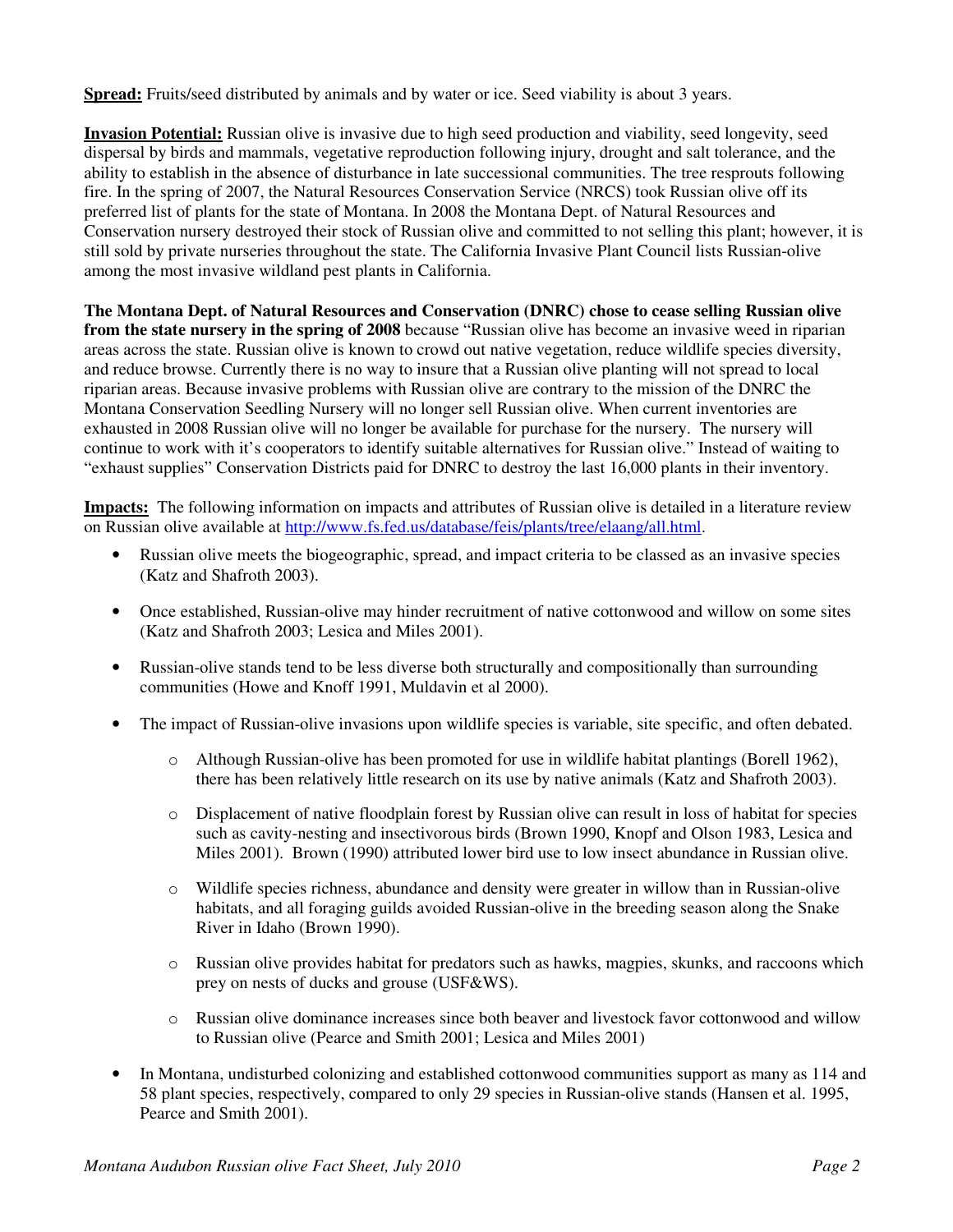**Spread:** Fruits/seed distributed by animals and by water or ice. Seed viability is about 3 years.

**Invasion Potential:** Russian olive is invasive due to high seed production and viability, seed longevity, seed dispersal by birds and mammals, vegetative reproduction following injury, drought and salt tolerance, and the ability to establish in the absence of disturbance in late successional communities. The tree resprouts following fire. In the spring of 2007, the Natural Resources Conservation Service (NRCS) took Russian olive off its preferred list of plants for the state of Montana. In 2008 the Montana Dept. of Natural Resources and Conservation nursery destroyed their stock of Russian olive and committed to not selling this plant; however, it is still sold by private nurseries throughout the state. The California Invasive Plant Council lists Russian-olive among the most invasive wildland pest plants in California.

**The Montana Dept. of Natural Resources and Conservation (DNRC) chose to cease selling Russian olive from the state nursery in the spring of 2008** because "Russian olive has become an invasive weed in riparian areas across the state. Russian olive is known to crowd out native vegetation, reduce wildlife species diversity, and reduce browse. Currently there is no way to insure that a Russian olive planting will not spread to local riparian areas. Because invasive problems with Russian olive are contrary to the mission of the DNRC the Montana Conservation Seedling Nursery will no longer sell Russian olive. When current inventories are exhausted in 2008 Russian olive will no longer be available for purchase for the nursery. The nursery will continue to work with it's cooperators to identify suitable alternatives for Russian olive." Instead of waiting to "exhaust supplies" Conservation Districts paid for DNRC to destroy the last 16,000 plants in their inventory.

**Impacts:** The following information on impacts and attributes of Russian olive is detailed in a literature review on Russian olive available at http://www.fs.fed.us/database/feis/plants/tree/elaang/all.html.

- Russian olive meets the biogeographic, spread, and impact criteria to be classed as an invasive species (Katz and Shafroth 2003).
- Once established, Russian-olive may hinder recruitment of native cottonwood and willow on some sites (Katz and Shafroth 2003; Lesica and Miles 2001).
- Russian-olive stands tend to be less diverse both structurally and compositionally than surrounding communities (Howe and Knoff 1991, Muldavin et al 2000).
- The impact of Russian-olive invasions upon wildlife species is variable, site specific, and often debated.
  - Although Russian-olive has been promoted for use in wildlife habitat plantings (Borell 1962), there has been relatively little research on its use by native animals (Katz and Shafroth 2003).
  - Displacement of native floodplain forest by Russian olive can result in loss of habitat for species such as cavity-nesting and insectivorous birds (Brown 1990, Knopf and Olson 1983, Lesica and Miles 2001). Brown (1990) attributed lower bird use to low insect abundance in Russian olive.
  - Wildlife species richness, abundance and density were greater in willow than in Russian-olive habitats, and all foraging guilds avoided Russian-olive in the breeding season along the Snake River in Idaho (Brown 1990).
  - Russian olive provides habitat for predators such as hawks, magpies, skunks, and raccoons which prey on nests of ducks and grouse (USF&WS).
  - Russian olive dominance increases since both beaver and livestock favor cottonwood and willow to Russian olive (Pearce and Smith 2001; Lesica and Miles 2001)
- In Montana, undisturbed colonizing and established cottonwood communities support as many as 114 and 58 plant species, respectively, compared to only 29 species in Russian-olive stands (Hansen et al. 1995, Pearce and Smith 2001).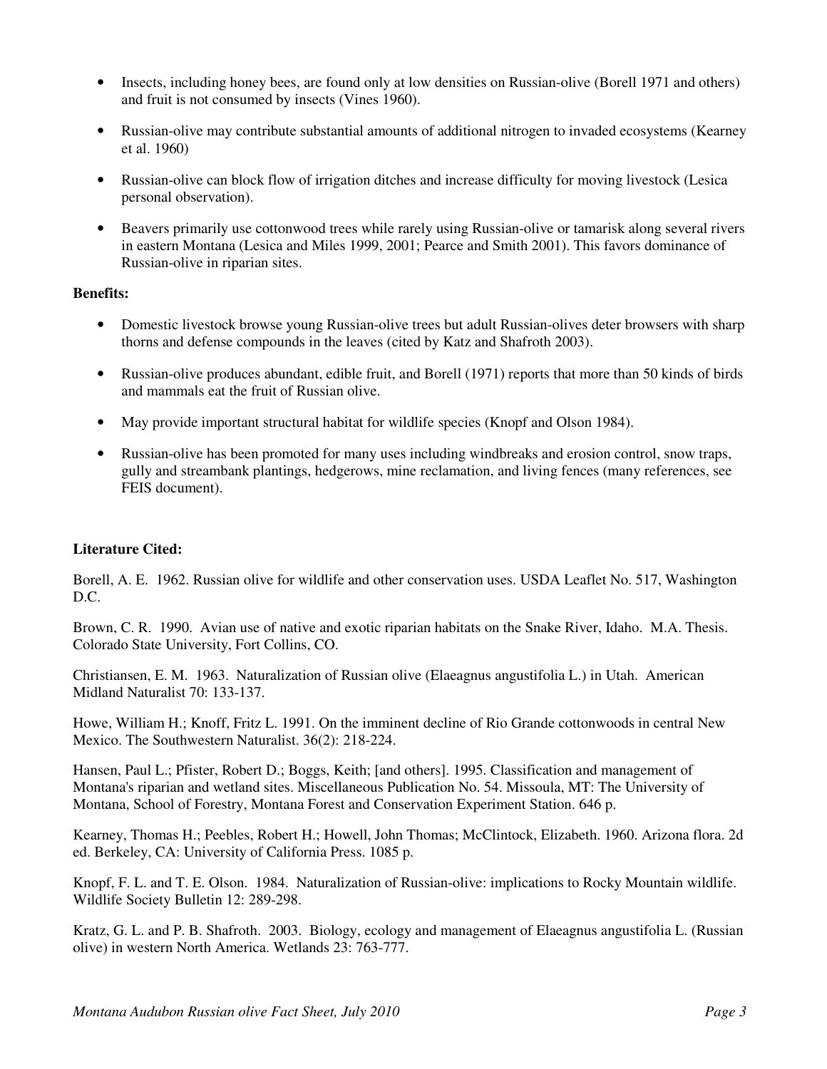- Insects, including honey bees, are found only at low densities on Russian-olive (Borell 1971 and others) and fruit is not consumed by insects (Vines 1960).
- Russian-olive may contribute substantial amounts of additional nitrogen to invaded ecosystems (Kearney et al. 1960)
- Russian-olive can block flow of irrigation ditches and increase difficulty for moving livestock (Lesica personal observation).
- Beavers primarily use cottonwood trees while rarely using Russian-olive or tamarisk along several rivers in eastern Montana (Lesica and Miles 1999, 2001; Pearce and Smith 2001). This favors dominance of Russian-olive in riparian sites.

**Benefits:**

- Domestic livestock browse young Russian-olive trees but adult Russian-olives deter browsers with sharp thorns and defense compounds in the leaves (cited by Katz and Shafroth 2003).
- Russian-olive produces abundant, edible fruit, and Borell (1971) reports that more than 50 kinds of birds and mammals eat the fruit of Russian olive.
- May provide important structural habitat for wildlife species (Knopf and Olson 1984).
- Russian-olive has been promoted for many uses including windbreaks and erosion control, snow traps, gully and streambank plantings, hedgerows, mine reclamation, and living fences (many references, see FEIS document).

**Literature Cited:**

Borell, A. E. 1962. Russian olive for wildlife and other conservation uses. USDA Leaflet No. 517, Washington D.C.

Brown, C. R. 1990. Avian use of native and exotic riparian habitats on the Snake River, Idaho. M.A. Thesis. Colorado State University, Fort Collins, CO.

Christiansen, E. M. 1963. Naturalization of Russian olive (Elaeagnus angustifolia L.) in Utah. American Midland Naturalist 70: 133-137.

Howe, William H.; Knoff, Fritz L. 1991. On the imminent decline of Rio Grande cottonwoods in central New Mexico. The Southwestern Naturalist. 36(2): 218-224.

Hansen, Paul L.; Pfister, Robert D.; Boggs, Keith; [and others]. 1995. Classification and management of Montana's riparian and wetland sites. Miscellaneous Publication No. 54. Missoula, MT: The University of Montana, School of Forestry, Montana Forest and Conservation Experiment Station. 646 p.

Kearney, Thomas H.; Peebles, Robert H.; Howell, John Thomas; McClintock, Elizabeth. 1960. Arizona flora. 2d ed. Berkeley, CA: University of California Press. 1085 p.

Knopf, F. L. and T. E. Olson. 1984. Naturalization of Russian-olive: implications to Rocky Mountain wildlife. Wildlife Society Bulletin 12: 289-298.

Kratz, G. L. and P. B. Shafroth. 2003. Biology, ecology and management of Elaeagnus angustifolia L. (Russian olive) in western North America. Wetlands 23: 763-777.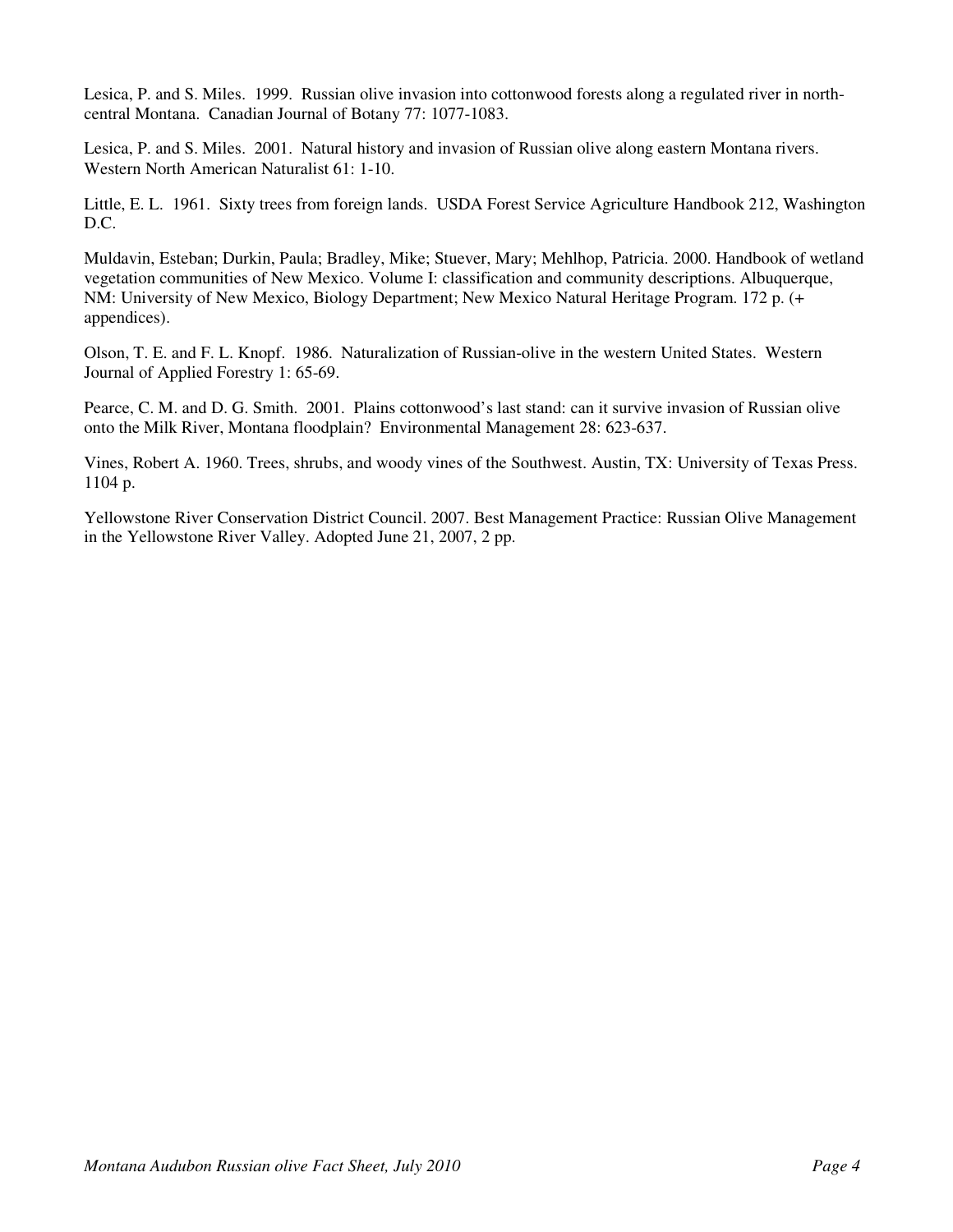Lesica, P. and S. Miles. 1999. Russian olive invasion into cottonwood forests along a regulated river in north-central Montana. Canadian Journal of Botany 77: 1077-1083.

Lesica, P. and S. Miles. 2001. Natural history and invasion of Russian olive along eastern Montana rivers. Western North American Naturalist 61: 1-10.

Little, E. L. 1961. Sixty trees from foreign lands. USDA Forest Service Agriculture Handbook 212, Washington D.C.

Muldavin, Esteban; Durkin, Paula; Bradley, Mike; Stuever, Mary; Mehlhop, Patricia. 2000. Handbook of wetland vegetation communities of New Mexico. Volume I: classification and community descriptions. Albuquerque, NM: University of New Mexico, Biology Department; New Mexico Natural Heritage Program. 172 p. (+ appendices).

Olson, T. E. and F. L. Knopf. 1986. Naturalization of Russian-olive in the western United States. Western Journal of Applied Forestry 1: 65-69.

Pearce, C. M. and D. G. Smith. 2001. Plains cottonwood's last stand: can it survive invasion of Russian olive onto the Milk River, Montana floodplain? Environmental Management 28: 623-637.

Vines, Robert A. 1960. Trees, shrubs, and woody vines of the Southwest. Austin, TX: University of Texas Press. 1104 p.

Yellowstone River Conservation District Council. 2007. Best Management Practice: Russian Olive Management in the Yellowstone River Valley. Adopted June 21, 2007, 2 pp.